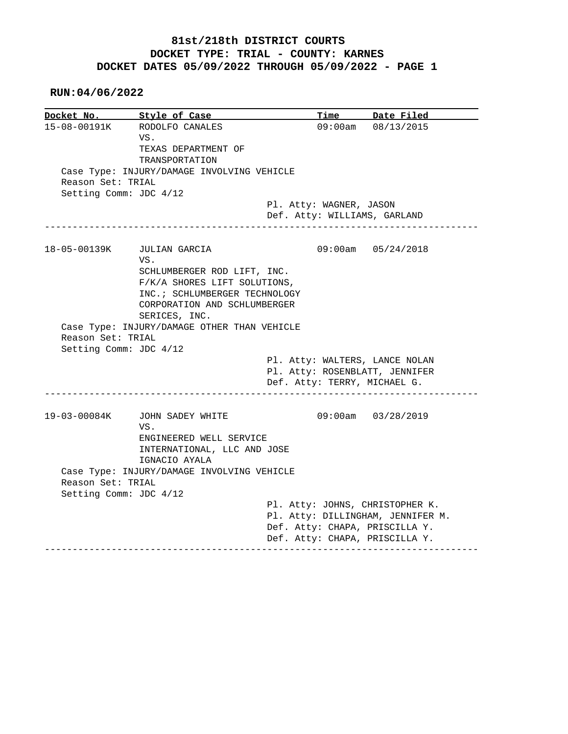# 81st/218th DISTRICT COURTS
## DOCKET TYPE: TRIAL - COUNTY: KARNES
## DOCKET DATES 05/09/2022 THROUGH 05/09/2022 - PAGE 1

**RUN:04/06/2022**

| Docket No. | Style of Case | Time | Date Filed |
|---|---|---|---|
| 15-08-00191K | RODOLFO CANALES VS. TEXAS DEPARTMENT OF TRANSPORTATION | 09:00am | 08/13/2015 |

Case Type: INJURY/DAMAGE INVOLVING VEHICLE
Reason Set: TRIAL
Setting Comm: JDC 4/12

Pl. Atty: WAGNER, JASON
Def. Atty: WILLIAMS, GARLAND

---

| Docket No. | Style of Case | Time | Date Filed |
|---|---|---|---|
| 18-05-00139K | JULIAN GARCIA VS. SCHLUMBERGER ROD LIFT, INC. F/K/A SHORES LIFT SOLUTIONS, INC.; SCHLUMBERGER TECHNOLOGY CORPORATION AND SCHLUMBERGER SERICES, INC. | 09:00am | 05/24/2018 |

Case Type: INJURY/DAMAGE OTHER THAN VEHICLE
Reason Set: TRIAL
Setting Comm: JDC 4/12

Pl. Atty: WALTERS, LANCE NOLAN
Pl. Atty: ROSENBLATT, JENNIFER
Def. Atty: TERRY, MICHAEL G.

---

| Docket No. | Style of Case | Time | Date Filed |
|---|---|---|---|
| 19-03-00084K | JOHN SADEY WHITE VS. ENGINEERED WELL SERVICE INTERNATIONAL, LLC AND JOSE IGNACIO AYALA | 09:00am | 03/28/2019 |

Case Type: INJURY/DAMAGE INVOLVING VEHICLE
Reason Set: TRIAL
Setting Comm: JDC 4/12

Pl. Atty: JOHNS, CHRISTOPHER K.
Pl. Atty: DILLINGHAM, JENNIFER M.
Def. Atty: CHAPA, PRISCILLA Y.
Def. Atty: CHAPA, PRISCILLA Y.

---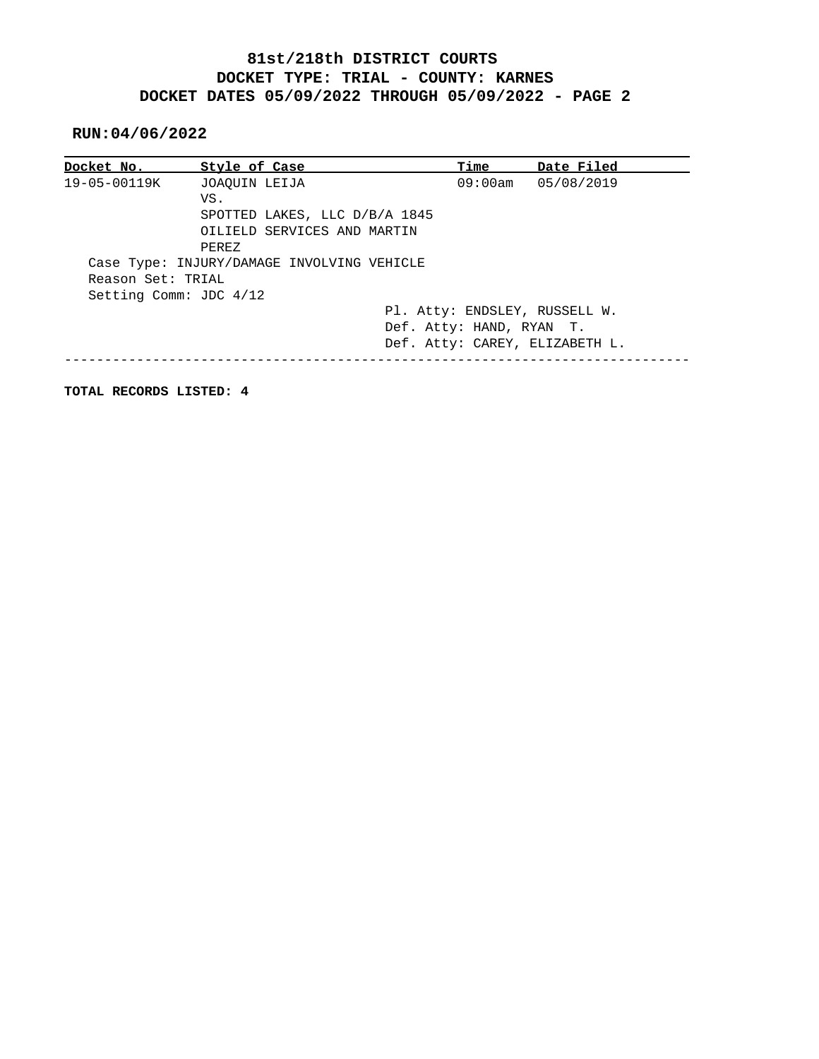# 81st/218th DISTRICT COURTS
## DOCKET TYPE: TRIAL - COUNTY: KARNES
## DOCKET DATES 05/09/2022 THROUGH 05/09/2022 - PAGE 2

**RUN:04/06/2022**

| Docket No. | Style of Case | Time | Date Filed |
|---|---|---|---|
| 19-05-00119K | JOAQUIN LEIJA VS. SPOTTED LAKES, LLC D/B/A 1845 OILIELD SERVICES AND MARTIN PEREZ | 09:00am | 05/08/2019 |

Case Type: INJURY/DAMAGE INVOLVING VEHICLE
Reason Set: TRIAL
Setting Comm: JDC 4/12

Pl. Atty: ENDSLEY, RUSSELL W.
Def. Atty: HAND, RYAN T.
Def. Atty: CAREY, ELIZABETH L.

---

**TOTAL RECORDS LISTED: 4**